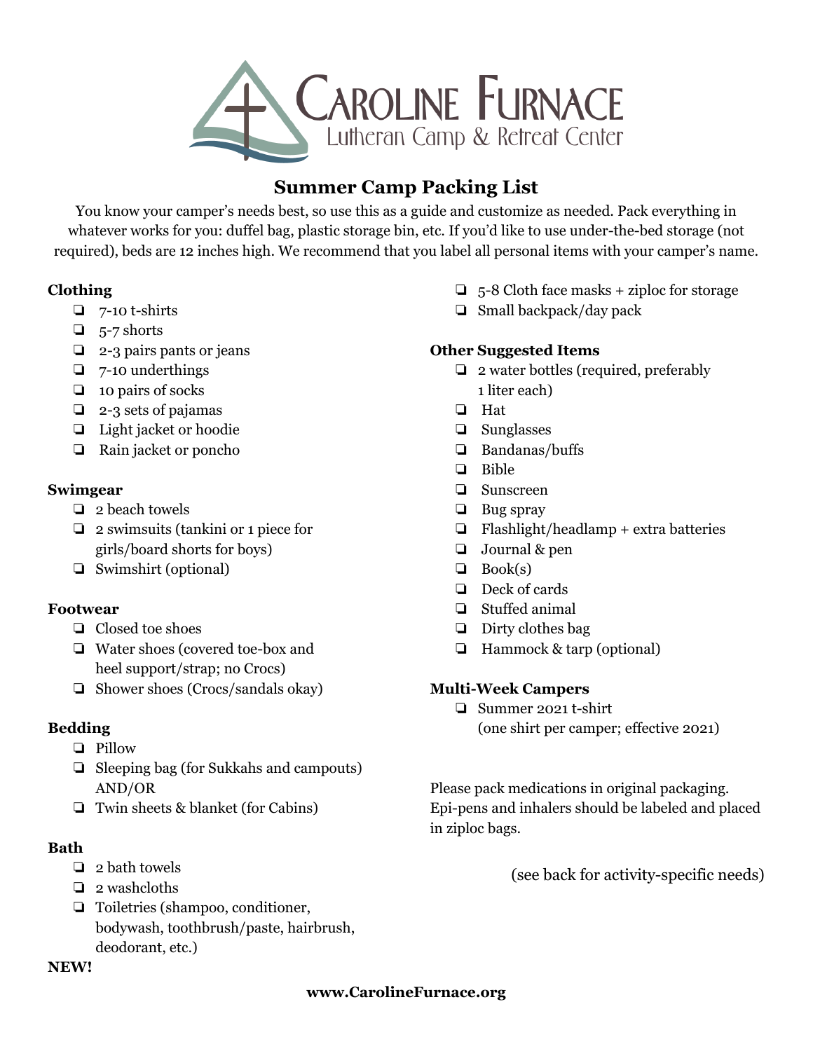Caroline Furnace

Lutheran Camp & Retreat Center

# Summer Camp Packing List

You know your camper's needs best, so use this as a guide and customize as needed. Pack everything in whatever works for you: duffel bag, plastic storage bin, etc. If you'd like to use under-the-bed storage (not required), beds are 12 inches high. We recommend that you label all personal items with your camper's name.

**Clothing**

- ❏ 7-10 t-shirts
- ❏ 5-7 shorts
- ❏ 2-3 pairs pants or jeans
- ❏ 7-10 underthings
- ❏ 10 pairs of socks
- ❏ 2-3 sets of pajamas
- ❏ Light jacket or hoodie
- ❏ Rain jacket or poncho

**Swimgear**

- ❏ 2 beach towels
- ❏ 2 swimsuits (tankini or 1 piece for girls/board shorts for boys)
- ❏ Swimshirt (optional)

**Footwear**

- ❏ Closed toe shoes
- ❏ Water shoes (covered toe-box and heel support/strap; no Crocs)
- ❏ Shower shoes (Crocs/sandals okay)

**Bedding**

- ❏ Pillow
- ❏ Sleeping bag (for Sukkahs and campouts) AND/OR
- ❏ Twin sheets & blanket (for Cabins)

**Bath**

- ❏ 2 bath towels
- ❏ 2 washcloths
- ❏ Toiletries (shampoo, conditioner, bodywash, toothbrush/paste, hairbrush, deodorant, etc.)

**NEW!**

- ❏ 5-8 Cloth face masks + ziploc for storage
- ❏ Small backpack/day pack

**Other Suggested Items**

- ❏ 2 water bottles (required, preferably 1 liter each)
- ❏ Hat
- ❏ Sunglasses
- ❏ Bandanas/buffs
- ❏ Bible
- ❏ Sunscreen
- ❏ Bug spray
- ❏ Flashlight/headlamp + extra batteries
- ❏ Journal & pen
- ❏ Book(s)
- ❏ Deck of cards
- ❏ Stuffed animal
- ❏ Dirty clothes bag
- ❏ Hammock & tarp (optional)

**Multi-Week Campers**

- ❏ Summer 2021 t-shirt (one shirt per camper; effective 2021)

Please pack medications in original packaging. Epi-pens and inhalers should be labeled and placed in ziploc bags.

(see back for activity-specific needs)

**www.CarolineFurnace.org**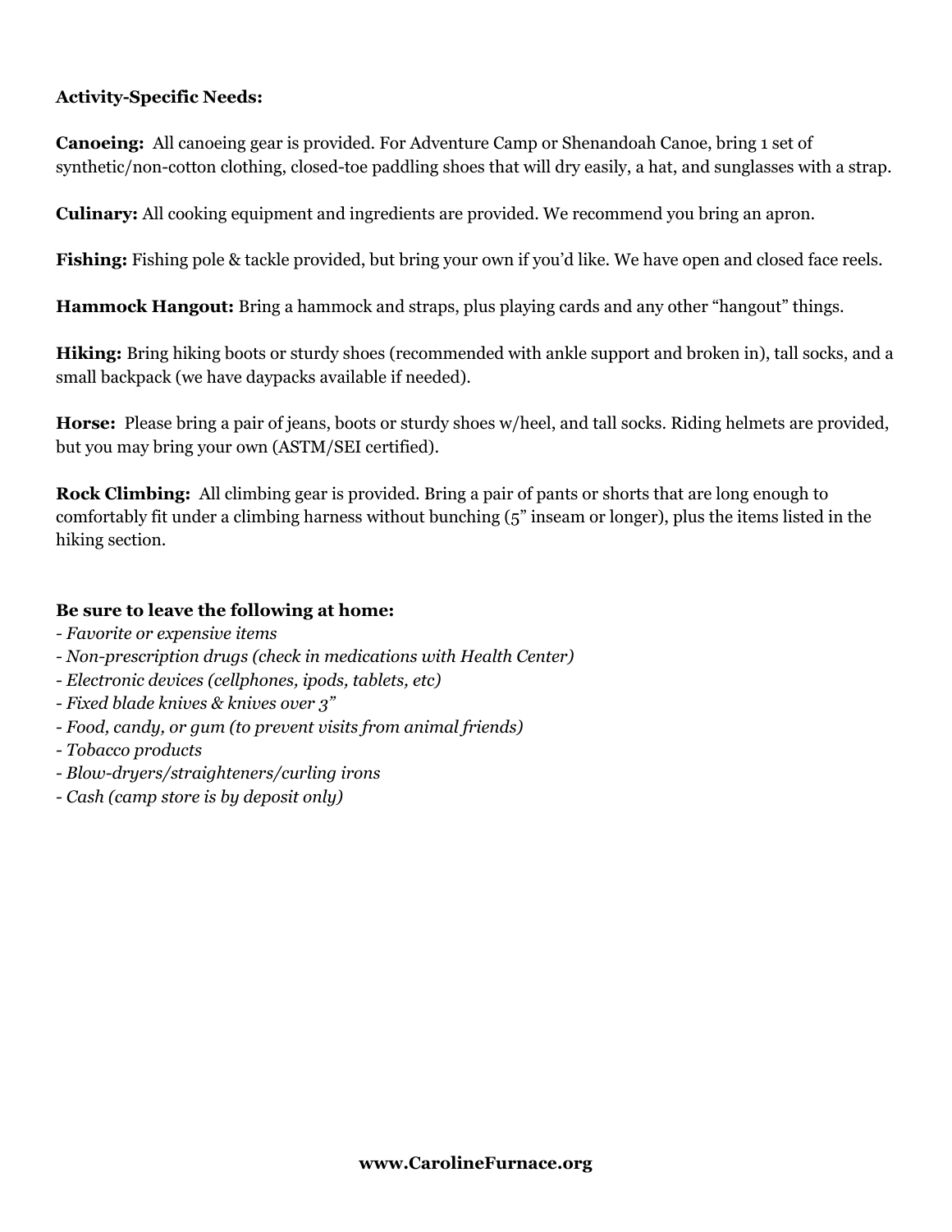**Activity-Specific Needs:**

**Canoeing:** All canoeing gear is provided. For Adventure Camp or Shenandoah Canoe, bring 1 set of synthetic/non-cotton clothing, closed-toe paddling shoes that will dry easily, a hat, and sunglasses with a strap.

**Culinary:** All cooking equipment and ingredients are provided. We recommend you bring an apron.

**Fishing:** Fishing pole & tackle provided, but bring your own if you'd like. We have open and closed face reels.

**Hammock Hangout:** Bring a hammock and straps, plus playing cards and any other "hangout" things.

**Hiking:** Bring hiking boots or sturdy shoes (recommended with ankle support and broken in), tall socks, and a small backpack (we have daypacks available if needed).

**Horse:** Please bring a pair of jeans, boots or sturdy shoes w/heel, and tall socks. Riding helmets are provided, but you may bring your own (ASTM/SEI certified).

**Rock Climbing:** All climbing gear is provided. Bring a pair of pants or shorts that are long enough to comfortably fit under a climbing harness without bunching (5" inseam or longer), plus the items listed in the hiking section.

**Be sure to leave the following at home:**

- *Favorite or expensive items*
- *Non-prescription drugs (check in medications with Health Center)*
- *Electronic devices (cellphones, ipods, tablets, etc)*
- *Fixed blade knives & knives over 3"*
- *Food, candy, or gum (to prevent visits from animal friends)*
- *Tobacco products*
- *Blow-dryers/straighteners/curling irons*
- *Cash (camp store is by deposit only)*

**www.CarolineFurnace.org**